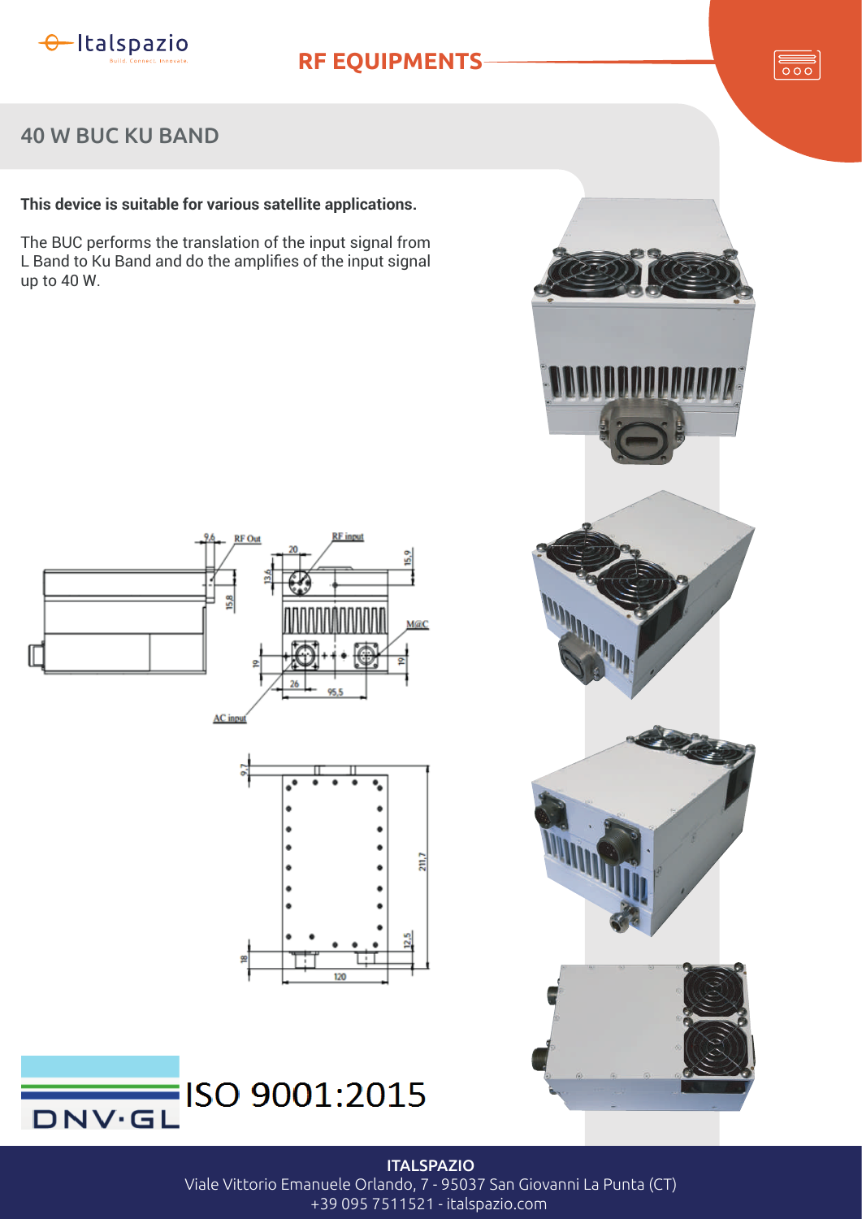# 40 W BUC KU BAND

**This device is suitable for various satellite applications.**

The BUC performs the translation of the input signal from L Band to Ku Band and do the amplifies of the input signal up to 40 W.

ISO 9001:2015

**ITALSPAZIO**
Viale Vittorio Emanuele Orlando, 7 - 95037 San Giovanni La Punta (CT)
+39 095 7511521 - italspazio.com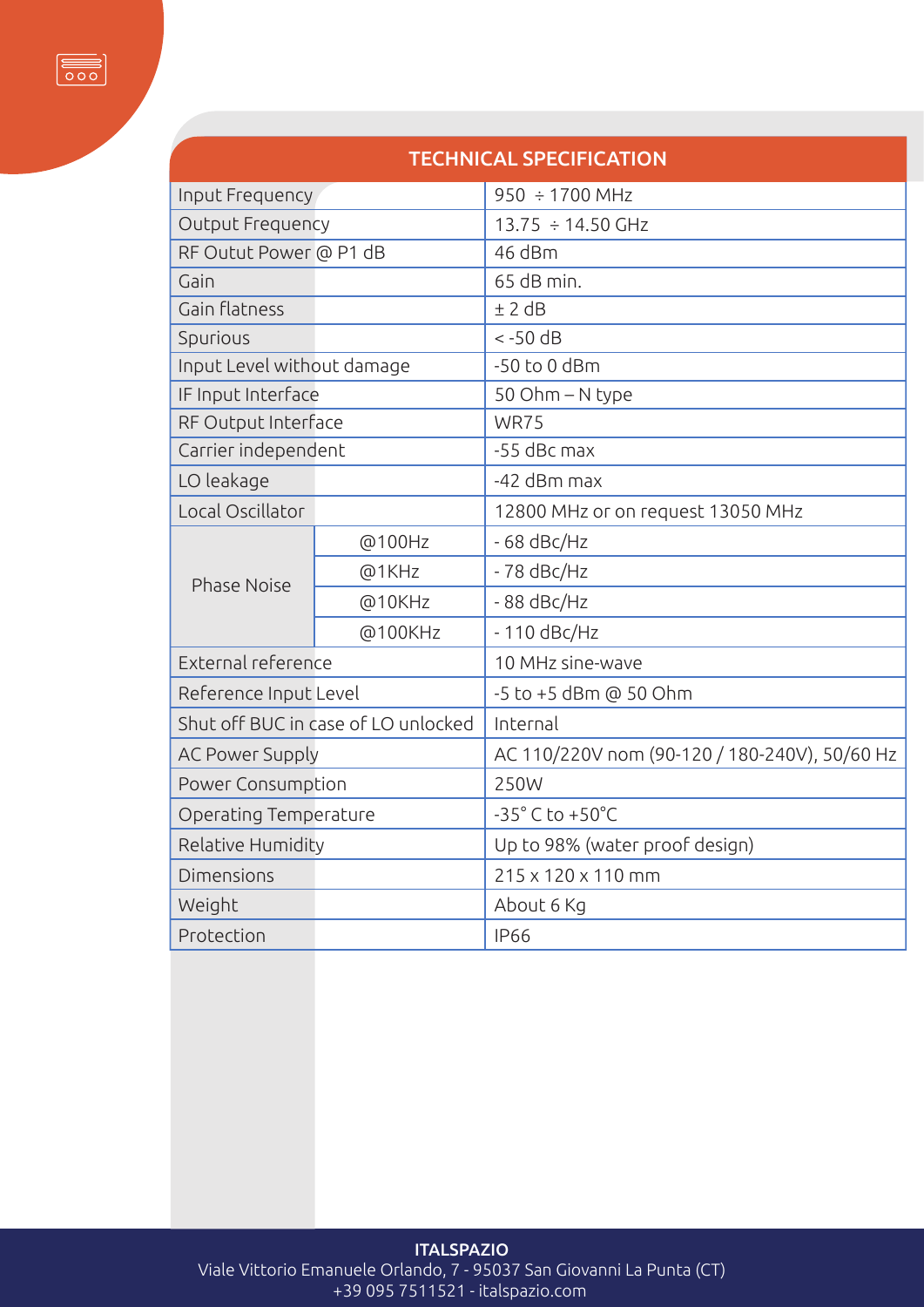## TECHNICAL SPECIFICATION

| | | |
|---|---|---|
| Input Frequency | | 950 ÷ 1700 MHz |
| Output Frequency | | 13.75 ÷ 14.50 GHz |
| RF Outut Power @ P1 dB | | 46 dBm |
| Gain | | 65 dB min. |
| Gain flatness | | ± 2 dB |
| Spurious | | < -50 dB |
| Input Level without damage | | -50 to 0 dBm |
| IF Input Interface | | 50 Ohm – N type |
| RF Output Interface | | WR75 |
| Carrier independent | | -55 dBc max |
| LO leakage | | -42 dBm max |
| Local Oscillator | | 12800 MHz or on request 13050 MHz |
| Phase Noise | @100Hz | - 68 dBc/Hz |
| | @1KHz | - 78 dBc/Hz |
| | @10KHz | - 88 dBc/Hz |
| | @100KHz | - 110 dBc/Hz |
| External reference | | 10 MHz sine-wave |
| Reference Input Level | | -5 to +5 dBm @ 50 Ohm |
| Shut off BUC in case of LO unlocked | | Internal |
| AC Power Supply | | AC 110/220V nom (90-120 / 180-240V), 50/60 Hz |
| Power Consumption | | 250W |
| Operating Temperature | | -35° C to +50°C |
| Relative Humidity | | Up to 98% (water proof design) |
| Dimensions | | 215 x 120 x 110 mm |
| Weight | | About 6 Kg |
| Protection | | IP66 |

**ITALSPAZIO**
Viale Vittorio Emanuele Orlando, 7 - 95037 San Giovanni La Punta (CT)
+39 095 7511521 - italspazio.com